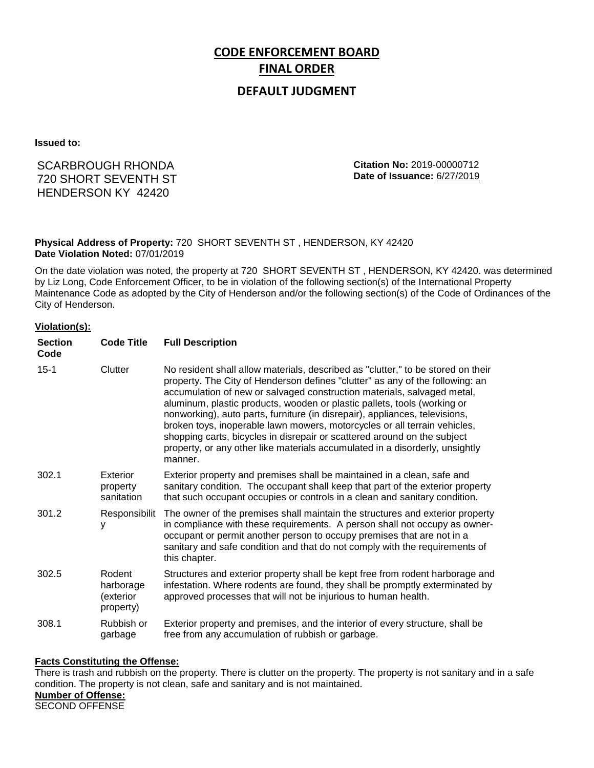# CODE ENFORCEMENT BOARD

## FINAL ORDER

## DEFAULT JUDGMENT

**Issued to:**

SCARBROUGH RHONDA
720 SHORT SEVENTH ST
HENDERSON KY 42420

**Citation No:** 2019-00000712
**Date of Issuance:** 6/27/2019

**Physical Address of Property:** 720 SHORT SEVENTH ST , HENDERSON, KY 42420
**Date Violation Noted:** 07/01/2019

On the date violation was noted, the property at 720 SHORT SEVENTH ST , HENDERSON, KY 42420. was determined by Liz Long, Code Enforcement Officer, to be in violation of the following section(s) of the International Property Maintenance Code as adopted by the City of Henderson and/or the following section(s) of the Code of Ordinances of the City of Henderson.

**Violation(s):**

| Section Code | Code Title | Full Description |
|---|---|---|
| 15-1 | Clutter | No resident shall allow materials, described as "clutter," to be stored on their property. The City of Henderson defines "clutter" as any of the following: an accumulation of new or salvaged construction materials, salvaged metal, aluminum, plastic products, wooden or plastic pallets, tools (working or nonworking), auto parts, furniture (in disrepair), appliances, televisions, broken toys, inoperable lawn mowers, motorcycles or all terrain vehicles, shopping carts, bicycles in disrepair or scattered around on the subject property, or any other like materials accumulated in a disorderly, unsightly manner. |
| 302.1 | Exterior property sanitation | Exterior property and premises shall be maintained in a clean, safe and sanitary condition. The occupant shall keep that part of the exterior property that such occupant occupies or controls in a clean and sanitary condition. |
| 301.2 | Responsibility | The owner of the premises shall maintain the structures and exterior property in compliance with these requirements. A person shall not occupy as owner-occupant or permit another person to occupy premises that are not in a sanitary and safe condition and that do not comply with the requirements of this chapter. |
| 302.5 | Rodent harborage (exterior property) | Structures and exterior property shall be kept free from rodent harborage and infestation. Where rodents are found, they shall be promptly exterminated by approved processes that will not be injurious to human health. |
| 308.1 | Rubbish or garbage | Exterior property and premises, and the interior of every structure, shall be free from any accumulation of rubbish or garbage. |

**Facts Constituting the Offense:**
There is trash and rubbish on the property. There is clutter on the property. The property is not sanitary and in a safe condition. The property is not clean, safe and sanitary and is not maintained.

**Number of Offense:**
SECOND OFFENSE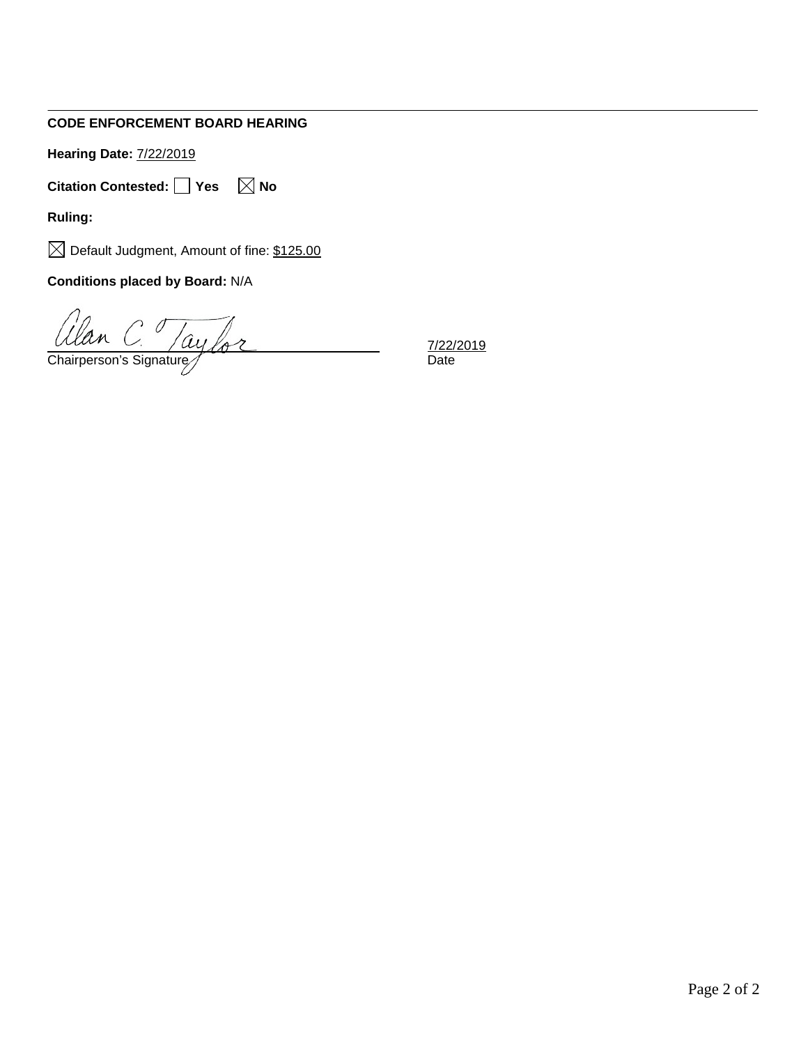## CODE ENFORCEMENT BOARD HEARING

**Hearing Date:** 7/22/2019

**Citation Contested:** ☐ **Yes** ☒ **No**

**Ruling:**

☒ Default Judgment, Amount of fine: $125.00

**Conditions placed by Board:** N/A

Alan C. Taylor
Chairperson's Signature

7/22/2019
Date